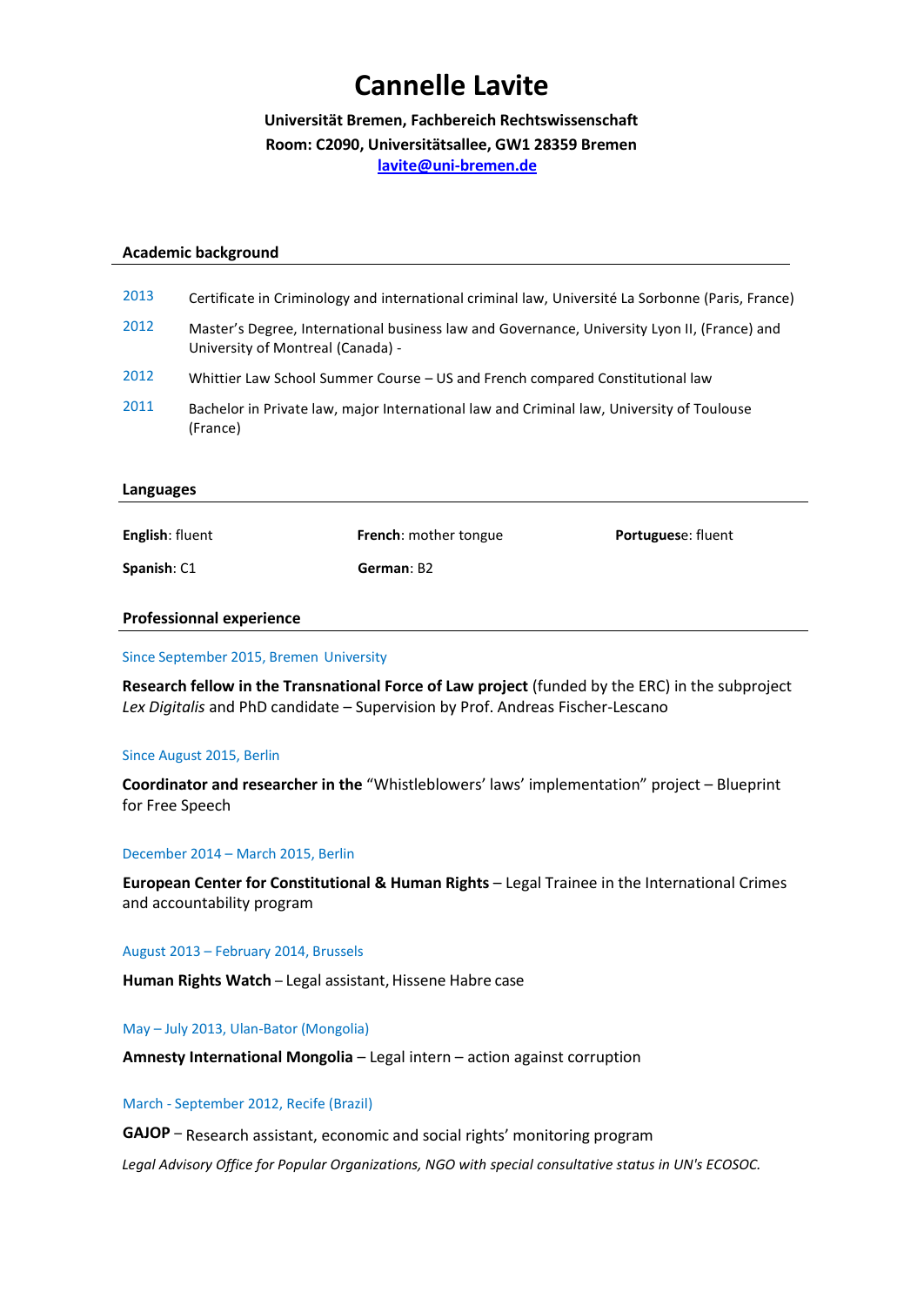# Cannelle Lavite

**Universität Bremen, Fachbereich Rechtswissenschaft**
**Room: C2090, Universitätsallee, GW1 28359 Bremen**
**lavite@uni-bremen.de**

## Academic background

2013 Certificate in Criminology and international criminal law, Université La Sorbonne (Paris, France)

2012 Master's Degree, International business law and Governance, University Lyon II, (France) and University of Montreal (Canada) -

2012 Whittier Law School Summer Course – US and French compared Constitutional law

2011 Bachelor in Private law, major International law and Criminal law, University of Toulouse (France)

## Languages

**English**: fluent

**French**: mother tongue

**Portuguese**: fluent

**Spanish**: C1

**German**: B2

## Professionnal experience

Since September 2015, Bremen University

**Research fellow in the Transnational Force of Law project** (funded by the ERC) in the subproject *Lex Digitalis* and PhD candidate – Supervision by Prof. Andreas Fischer-Lescano

Since August 2015, Berlin

**Coordinator and researcher in the** "Whistleblowers' laws' implementation" project – Blueprint for Free Speech

December 2014 – March 2015, Berlin

**European Center for Constitutional & Human Rights** – Legal Trainee in the International Crimes and accountability program

August 2013 – February 2014, Brussels

**Human Rights Watch** – Legal assistant, Hissene Habre case

May – July 2013, Ulan-Bator (Mongolia)

**Amnesty International Mongolia** – Legal intern – action against corruption

March - September 2012, Recife (Brazil)

**GAJOP** – Research assistant, economic and social rights' monitoring program

*Legal Advisory Office for Popular Organizations, NGO with special consultative status in UN's ECOSOC.*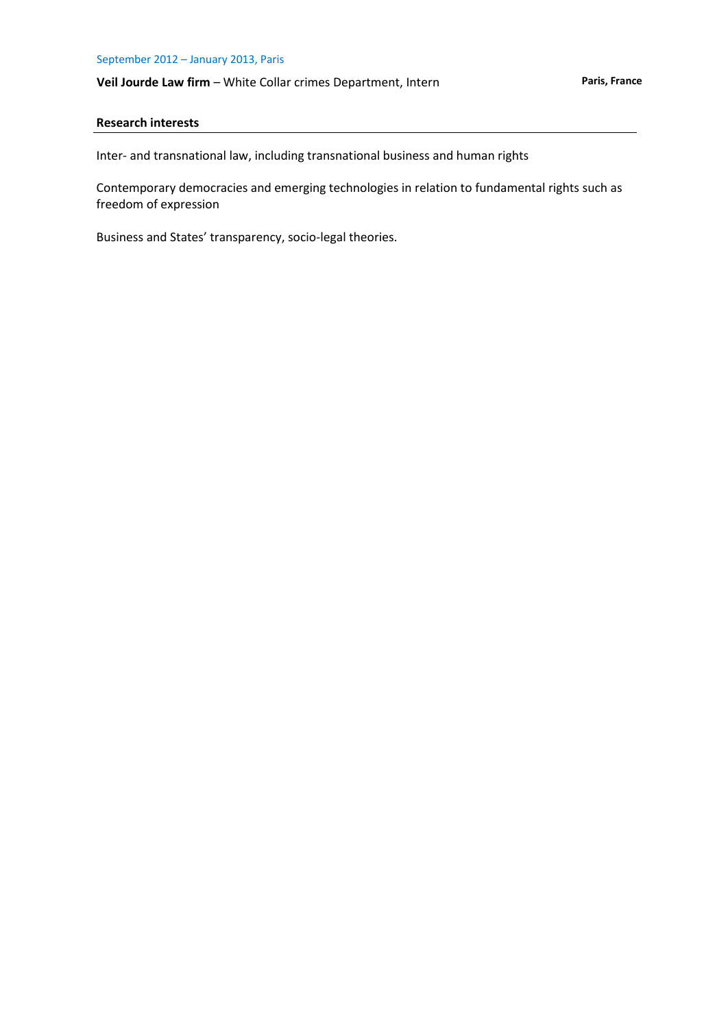September 2012 – January 2013, Paris

**Veil Jourde Law firm** – White Collar crimes Department, Intern **Paris, France**

## Research interests

Inter- and transnational law, including transnational business and human rights

Contemporary democracies and emerging technologies in relation to fundamental rights such as freedom of expression

Business and States' transparency, socio-legal theories.